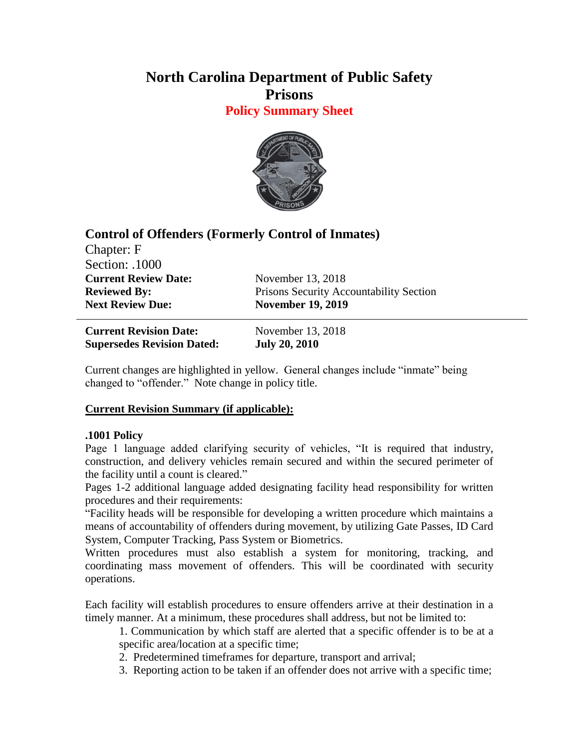# North Carolina Department of Public Safety
# Prisons
## Policy Summary Sheet

### Control of Offenders (Formerly Control of Inmates)

Chapter: F
Section: .1000

**Current Review Date:** November 13, 2018
**Reviewed By:** Prisons Security Accountability Section
**Next Review Due:** **November 19, 2019**

---

**Current Revision Date:** November 13, 2018
**Supersedes Revision Dated:** **July 20, 2010**

Current changes are highlighted in yellow. General changes include "inmate" being changed to "offender." Note change in policy title.

**<u>Current Revision Summary (if applicable):</u>**

**.1001 Policy**

Page 1 language added clarifying security of vehicles, "It is required that industry, construction, and delivery vehicles remain secured and within the secured perimeter of the facility until a count is cleared."

Pages 1-2 additional language added designating facility head responsibility for written procedures and their requirements:

"Facility heads will be responsible for developing a written procedure which maintains a means of accountability of offenders during movement, by utilizing Gate Passes, ID Card System, Computer Tracking, Pass System or Biometrics.

Written procedures must also establish a system for monitoring, tracking, and coordinating mass movement of offenders. This will be coordinated with security operations.

Each facility will establish procedures to ensure offenders arrive at their destination in a timely manner. At a minimum, these procedures shall address, but not be limited to:

1. Communication by which staff are alerted that a specific offender is to be at a specific area/location at a specific time;
2. Predetermined timeframes for departure, transport and arrival;
3. Reporting action to be taken if an offender does not arrive with a specific time;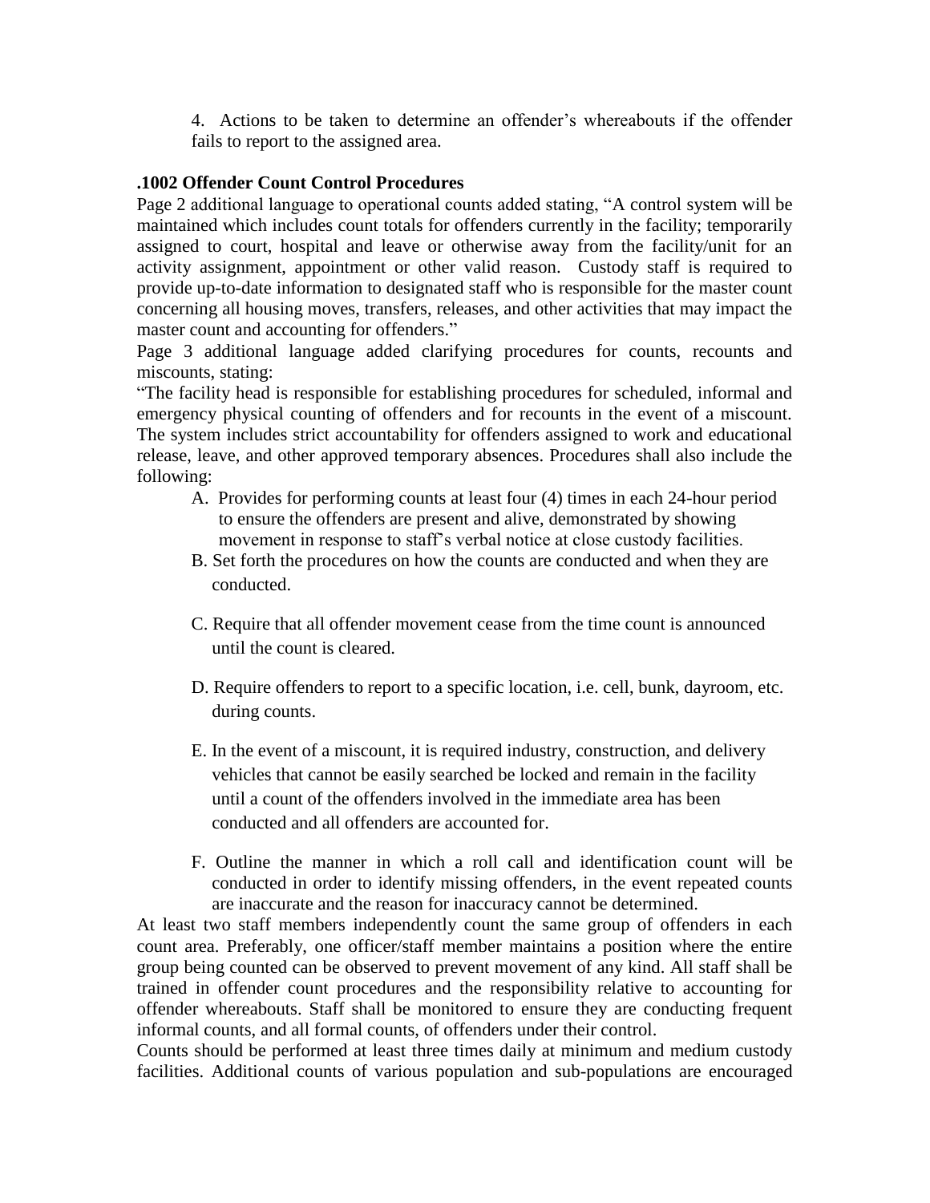4. Actions to be taken to determine an offender's whereabouts if the offender fails to report to the assigned area.

**.1002 Offender Count Control Procedures**

Page 2 additional language to operational counts added stating, "A control system will be maintained which includes count totals for offenders currently in the facility; temporarily assigned to court, hospital and leave or otherwise away from the facility/unit for an activity assignment, appointment or other valid reason. Custody staff is required to provide up-to-date information to designated staff who is responsible for the master count concerning all housing moves, transfers, releases, and other activities that may impact the master count and accounting for offenders."

Page 3 additional language added clarifying procedures for counts, recounts and miscounts, stating:

"The facility head is responsible for establishing procedures for scheduled, informal and emergency physical counting of offenders and for recounts in the event of a miscount. The system includes strict accountability for offenders assigned to work and educational release, leave, and other approved temporary absences. Procedures shall also include the following:

A. Provides for performing counts at least four (4) times in each 24-hour period to ensure the offenders are present and alive, demonstrated by showing movement in response to staff's verbal notice at close custody facilities.

B. Set forth the procedures on how the counts are conducted and when they are conducted.

C. Require that all offender movement cease from the time count is announced until the count is cleared.

D. Require offenders to report to a specific location, i.e. cell, bunk, dayroom, etc. during counts.

E. In the event of a miscount, it is required industry, construction, and delivery vehicles that cannot be easily searched be locked and remain in the facility until a count of the offenders involved in the immediate area has been conducted and all offenders are accounted for.

F. Outline the manner in which a roll call and identification count will be conducted in order to identify missing offenders, in the event repeated counts are inaccurate and the reason for inaccuracy cannot be determined.

At least two staff members independently count the same group of offenders in each count area. Preferably, one officer/staff member maintains a position where the entire group being counted can be observed to prevent movement of any kind. All staff shall be trained in offender count procedures and the responsibility relative to accounting for offender whereabouts. Staff shall be monitored to ensure they are conducting frequent informal counts, and all formal counts, of offenders under their control.

Counts should be performed at least three times daily at minimum and medium custody facilities. Additional counts of various population and sub-populations are encouraged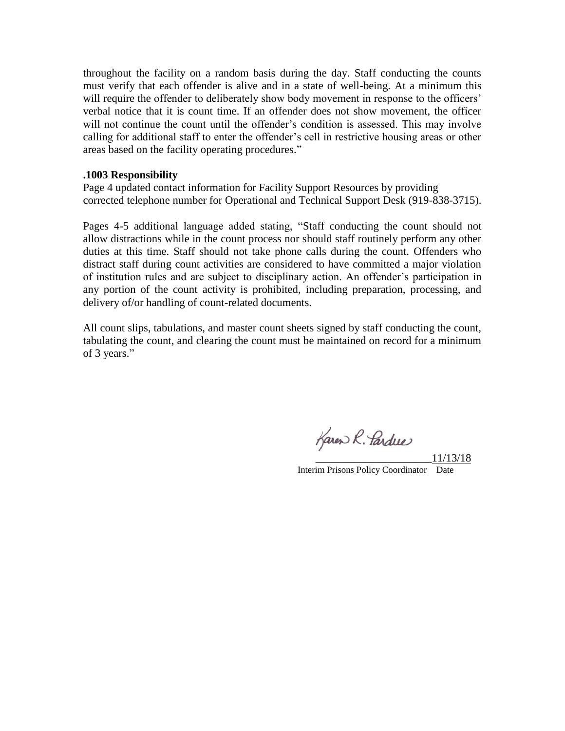throughout the facility on a random basis during the day. Staff conducting the counts must verify that each offender is alive and in a state of well-being. At a minimum this will require the offender to deliberately show body movement in response to the officers' verbal notice that it is count time. If an offender does not show movement, the officer will not continue the count until the offender's condition is assessed. This may involve calling for additional staff to enter the offender's cell in restrictive housing areas or other areas based on the facility operating procedures."

**.1003 Responsibility**

Page 4 updated contact information for Facility Support Resources by providing corrected telephone number for Operational and Technical Support Desk (919-838-3715).

Pages 4-5 additional language added stating, "Staff conducting the count should not allow distractions while in the count process nor should staff routinely perform any other duties at this time. Staff should not take phone calls during the count. Offenders who distract staff during count activities are considered to have committed a major violation of institution rules and are subject to disciplinary action. An offender's participation in any portion of the count activity is prohibited, including preparation, processing, and delivery of/or handling of count-related documents.

All count slips, tabulations, and master count sheets signed by staff conducting the count, tabulating the count, and clearing the count must be maintained on record for a minimum of 3 years."

Karen R. Pardue

_____________________ 11/13/18

Interim Prisons Policy Coordinator Date